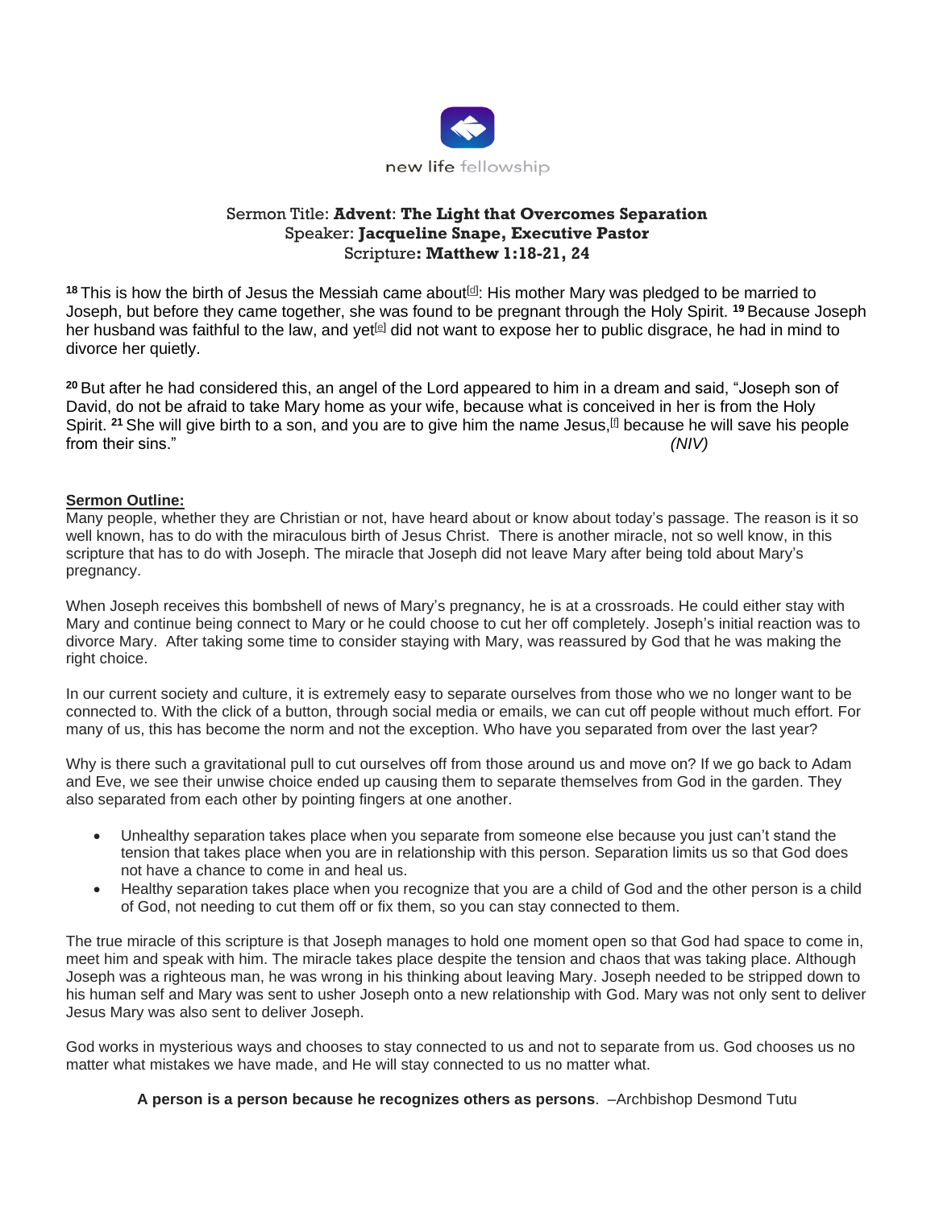new life fellowship

Sermon Title: **Advent**: **The Light that Overcomes Separation**
Speaker: **Jacqueline Snape, Executive Pastor**
Scripture**: Matthew 1:18-21, 24**

**18** This is how the birth of Jesus the Messiah came about[d]: His mother Mary was pledged to be married to Joseph, but before they came together, she was found to be pregnant through the Holy Spirit. **19** Because Joseph her husband was faithful to the law, and yet[e] did not want to expose her to public disgrace, he had in mind to divorce her quietly.

**20** But after he had considered this, an angel of the Lord appeared to him in a dream and said, "Joseph son of David, do not be afraid to take Mary home as your wife, because what is conceived in her is from the Holy Spirit. **21** She will give birth to a son, and you are to give him the name Jesus,[f] because he will save his people from their sins." *(NIV)*

**Sermon Outline:**

Many people, whether they are Christian or not, have heard about or know about today's passage. The reason is it so well known, has to do with the miraculous birth of Jesus Christ. There is another miracle, not so well know, in this scripture that has to do with Joseph. The miracle that Joseph did not leave Mary after being told about Mary's pregnancy.

When Joseph receives this bombshell of news of Mary's pregnancy, he is at a crossroads. He could either stay with Mary and continue being connect to Mary or he could choose to cut her off completely. Joseph's initial reaction was to divorce Mary. After taking some time to consider staying with Mary, was reassured by God that he was making the right choice.

In our current society and culture, it is extremely easy to separate ourselves from those who we no longer want to be connected to. With the click of a button, through social media or emails, we can cut off people without much effort. For many of us, this has become the norm and not the exception. Who have you separated from over the last year?

Why is there such a gravitational pull to cut ourselves off from those around us and move on? If we go back to Adam and Eve, we see their unwise choice ended up causing them to separate themselves from God in the garden. They also separated from each other by pointing fingers at one another.

- Unhealthy separation takes place when you separate from someone else because you just can't stand the tension that takes place when you are in relationship with this person. Separation limits us so that God does not have a chance to come in and heal us.
- Healthy separation takes place when you recognize that you are a child of God and the other person is a child of God, not needing to cut them off or fix them, so you can stay connected to them.

The true miracle of this scripture is that Joseph manages to hold one moment open so that God had space to come in, meet him and speak with him. The miracle takes place despite the tension and chaos that was taking place. Although Joseph was a righteous man, he was wrong in his thinking about leaving Mary. Joseph needed to be stripped down to his human self and Mary was sent to usher Joseph onto a new relationship with God. Mary was not only sent to deliver Jesus Mary was also sent to deliver Joseph.

God works in mysterious ways and chooses to stay connected to us and not to separate from us. God chooses us no matter what mistakes we have made, and He will stay connected to us no matter what.

**A person is a person because he recognizes others as persons**. –Archbishop Desmond Tutu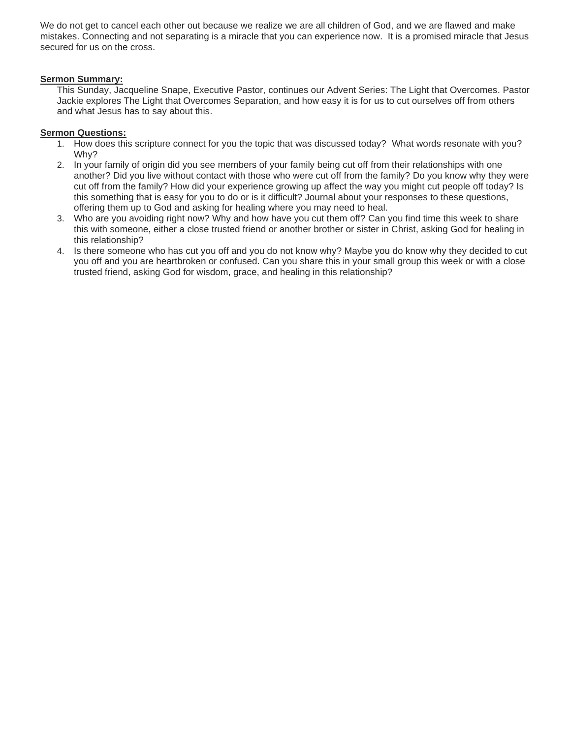We do not get to cancel each other out because we realize we are all children of God, and we are flawed and make mistakes. Connecting and not separating is a miracle that you can experience now. It is a promised miracle that Jesus secured for us on the cross.

**Sermon Summary:**

This Sunday, Jacqueline Snape, Executive Pastor, continues our Advent Series: The Light that Overcomes. Pastor Jackie explores The Light that Overcomes Separation, and how easy it is for us to cut ourselves off from others and what Jesus has to say about this.

**Sermon Questions:**

1. How does this scripture connect for you the topic that was discussed today? What words resonate with you? Why?
2. In your family of origin did you see members of your family being cut off from their relationships with one another? Did you live without contact with those who were cut off from the family? Do you know why they were cut off from the family? How did your experience growing up affect the way you might cut people off today? Is this something that is easy for you to do or is it difficult? Journal about your responses to these questions, offering them up to God and asking for healing where you may need to heal.
3. Who are you avoiding right now? Why and how have you cut them off? Can you find time this week to share this with someone, either a close trusted friend or another brother or sister in Christ, asking God for healing in this relationship?
4. Is there someone who has cut you off and you do not know why? Maybe you do know why they decided to cut you off and you are heartbroken or confused. Can you share this in your small group this week or with a close trusted friend, asking God for wisdom, grace, and healing in this relationship?